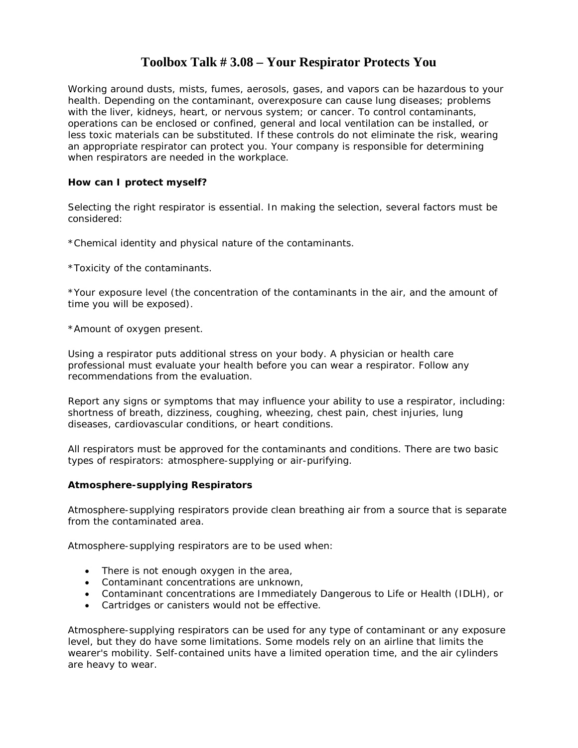# Toolbox Talk # 3.08 – Your Respirator Protects You

Working around dusts, mists, fumes, aerosols, gases, and vapors can be hazardous to your health. Depending on the contaminant, overexposure can cause lung diseases; problems with the liver, kidneys, heart, or nervous system; or cancer. To control contaminants, operations can be enclosed or confined, general and local ventilation can be installed, or less toxic materials can be substituted. If these controls do not eliminate the risk, wearing an appropriate respirator can protect you. Your company is responsible for determining when respirators are needed in the workplace.

**How can I protect myself?**

Selecting the right respirator is essential. In making the selection, several factors must be considered:

*Chemical identity and physical nature of the contaminants.

*Toxicity of the contaminants.

*Your exposure level (the concentration of the contaminants in the air, and the amount of time you will be exposed).

*Amount of oxygen present.

Using a respirator puts additional stress on your body. A physician or health care professional must evaluate your health before you can wear a respirator. Follow any recommendations from the evaluation.

Report any signs or symptoms that may influence your ability to use a respirator, including: shortness of breath, dizziness, coughing, wheezing, chest pain, chest injuries, lung diseases, cardiovascular conditions, or heart conditions.

All respirators must be approved for the contaminants and conditions. There are two basic types of respirators: atmosphere-supplying or air-purifying.

**Atmosphere-supplying Respirators**

Atmosphere-supplying respirators provide clean breathing air from a source that is separate from the contaminated area.

Atmosphere-supplying respirators are to be used when:

- There is not enough oxygen in the area,
- Contaminant concentrations are unknown,
- Contaminant concentrations are Immediately Dangerous to Life or Health (IDLH), or
- Cartridges or canisters would not be effective.

Atmosphere-supplying respirators can be used for any type of contaminant or any exposure level, but they do have some limitations. Some models rely on an airline that limits the wearer's mobility. Self-contained units have a limited operation time, and the air cylinders are heavy to wear.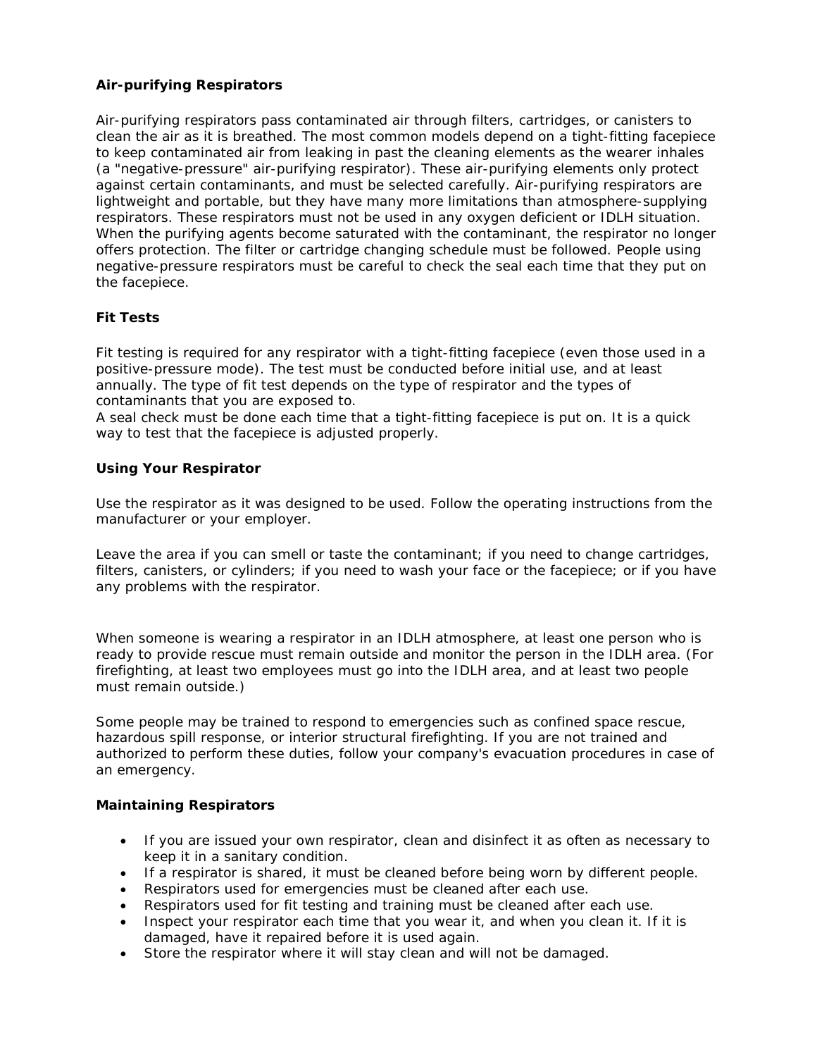**Air-purifying Respirators**

Air-purifying respirators pass contaminated air through filters, cartridges, or canisters to clean the air as it is breathed. The most common models depend on a tight-fitting facepiece to keep contaminated air from leaking in past the cleaning elements as the wearer inhales (a "negative-pressure" air-purifying respirator). These air-purifying elements only protect against certain contaminants, and must be selected carefully. Air-purifying respirators are lightweight and portable, but they have many more limitations than atmosphere-supplying respirators. These respirators must not be used in any oxygen deficient or IDLH situation. When the purifying agents become saturated with the contaminant, the respirator no longer offers protection. The filter or cartridge changing schedule must be followed. People using negative-pressure respirators must be careful to check the seal each time that they put on the facepiece.

**Fit Tests**

Fit testing is required for any respirator with a tight-fitting facepiece (even those used in a positive-pressure mode). The test must be conducted before initial use, and at least annually. The type of fit test depends on the type of respirator and the types of contaminants that you are exposed to.
A seal check must be done each time that a tight-fitting facepiece is put on. It is a quick way to test that the facepiece is adjusted properly.

**Using Your Respirator**

Use the respirator as it was designed to be used. Follow the operating instructions from the manufacturer or your employer.

Leave the area if you can smell or taste the contaminant; if you need to change cartridges, filters, canisters, or cylinders; if you need to wash your face or the facepiece; or if you have any problems with the respirator.

When someone is wearing a respirator in an IDLH atmosphere, at least one person who is ready to provide rescue must remain outside and monitor the person in the IDLH area. (For firefighting, at least two employees must go into the IDLH area, and at least two people must remain outside.)

Some people may be trained to respond to emergencies such as confined space rescue, hazardous spill response, or interior structural firefighting. If you are not trained and authorized to perform these duties, follow your company's evacuation procedures in case of an emergency.

**Maintaining Respirators**

- If you are issued your own respirator, clean and disinfect it as often as necessary to keep it in a sanitary condition.
- If a respirator is shared, it must be cleaned before being worn by different people.
- Respirators used for emergencies must be cleaned after each use.
- Respirators used for fit testing and training must be cleaned after each use.
- Inspect your respirator each time that you wear it, and when you clean it. If it is damaged, have it repaired before it is used again.
- Store the respirator where it will stay clean and will not be damaged.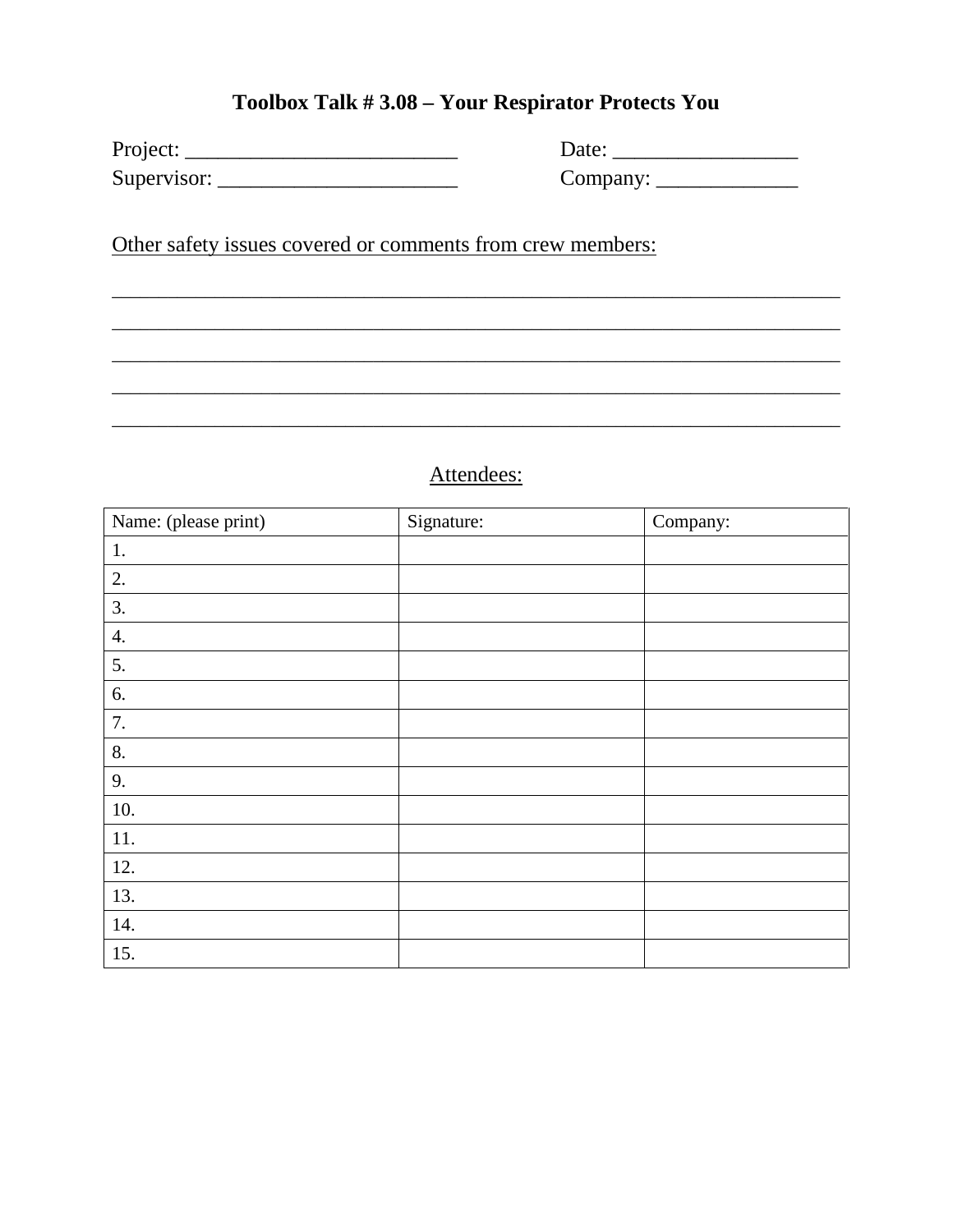# Toolbox Talk # 3.08 – Your Respirator Protects You

Project: _________________________ Date: _________________

Supervisor: ______________________ Company: _____________

Other safety issues covered or comments from crew members:

___________________________________________________________________________

___________________________________________________________________________

___________________________________________________________________________

___________________________________________________________________________

___________________________________________________________________________

## Attendees:

| Name: (please print) | Signature: | Company: |
|---|---|---|
| 1. | | |
| 2. | | |
| 3. | | |
| 4. | | |
| 5. | | |
| 6. | | |
| 7. | | |
| 8. | | |
| 9. | | |
| 10. | | |
| 11. | | |
| 12. | | |
| 13. | | |
| 14. | | |
| 15. | | |